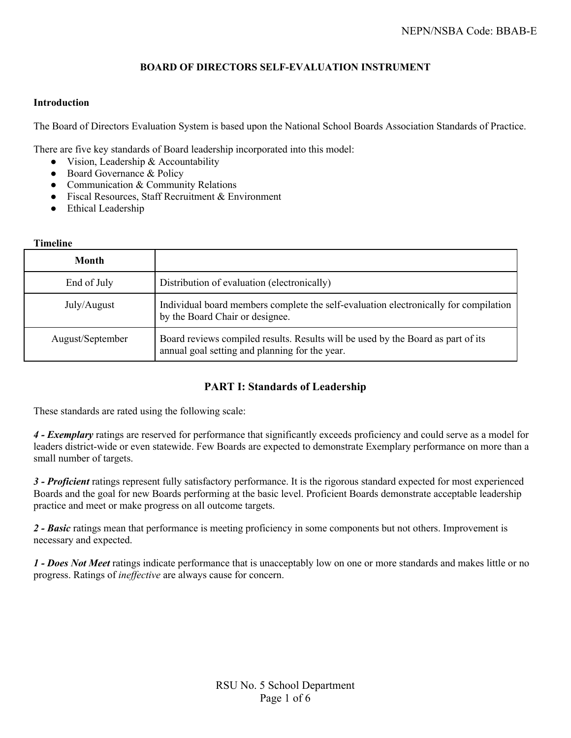NEPN/NSBA Code: BBAB-E

# BOARD OF DIRECTORS SELF-EVALUATION INSTRUMENT

**Introduction**

The Board of Directors Evaluation System is based upon the National School Boards Association Standards of Practice.

There are five key standards of Board leadership incorporated into this model:

- Vision, Leadership & Accountability
- Board Governance & Policy
- Communication & Community Relations
- Fiscal Resources, Staff Recruitment & Environment
- Ethical Leadership

**Timeline**

| Month | |
|---|---|
| End of July | Distribution of evaluation (electronically) |
| July/August | Individual board members complete the self-evaluation electronically for compilation by the Board Chair or designee. |
| August/September | Board reviews compiled results. Results will be used by the Board as part of its annual goal setting and planning for the year. |

## PART I: Standards of Leadership

These standards are rated using the following scale:

***4 - Exemplary*** ratings are reserved for performance that significantly exceeds proficiency and could serve as a model for leaders district-wide or even statewide. Few Boards are expected to demonstrate Exemplary performance on more than a small number of targets.

***3 - Proficient*** ratings represent fully satisfactory performance. It is the rigorous standard expected for most experienced Boards and the goal for new Boards performing at the basic level. Proficient Boards demonstrate acceptable leadership practice and meet or make progress on all outcome targets.

***2 - Basic*** ratings mean that performance is meeting proficiency in some components but not others. Improvement is necessary and expected.

***1 - Does Not Meet*** ratings indicate performance that is unacceptably low on one or more standards and makes little or no progress. Ratings of *ineffective* are always cause for concern.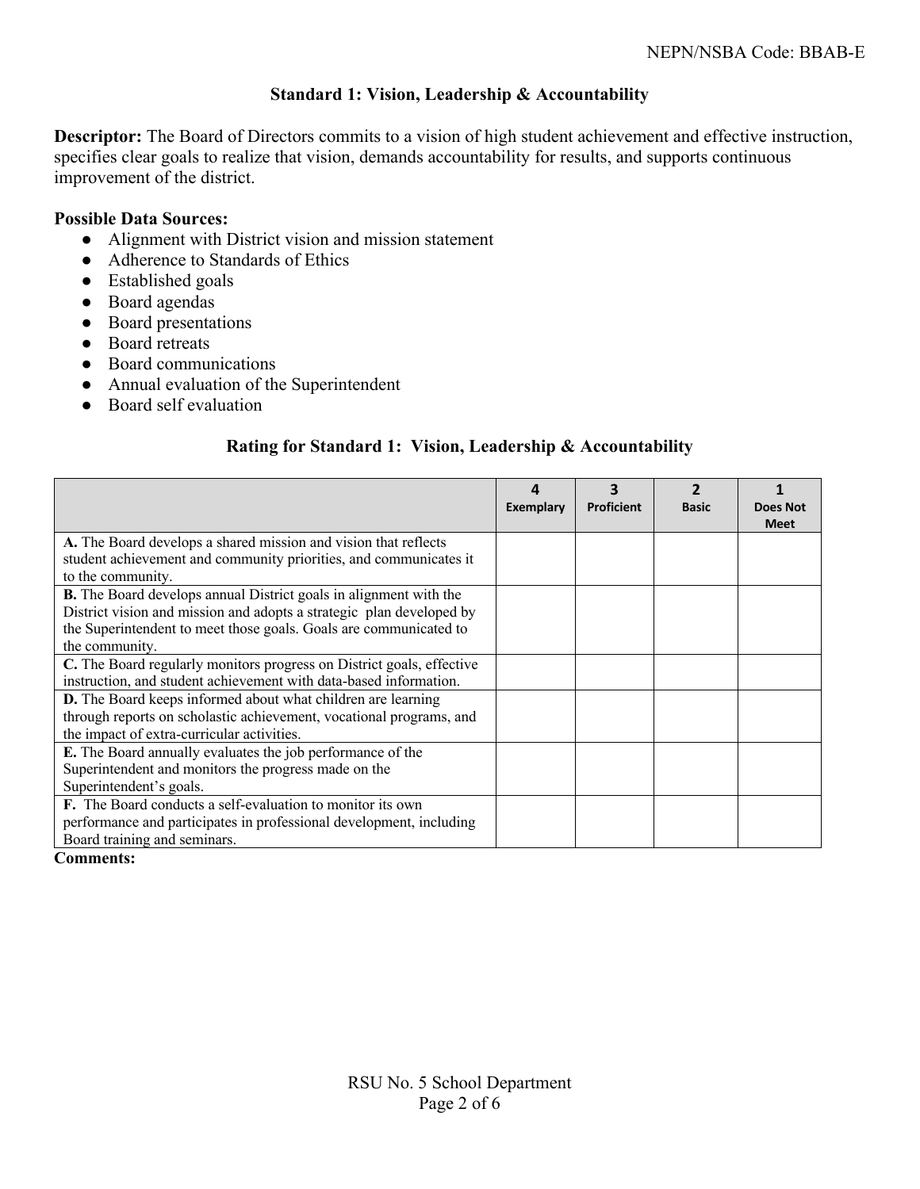## Standard 1: Vision, Leadership & Accountability

**Descriptor:** The Board of Directors commits to a vision of high student achievement and effective instruction, specifies clear goals to realize that vision, demands accountability for results, and supports continuous improvement of the district.

**Possible Data Sources:**

- Alignment with District vision and mission statement
- Adherence to Standards of Ethics
- Established goals
- Board agendas
- Board presentations
- Board retreats
- Board communications
- Annual evaluation of the Superintendent
- Board self evaluation

### Rating for Standard 1: Vision, Leadership & Accountability

| | 4 Exemplary | 3 Proficient | 2 Basic | 1 Does Not Meet |
|---|---|---|---|---|
| **A.** The Board develops a shared mission and vision that reflects student achievement and community priorities, and communicates it to the community. | | | | |
| **B.** The Board develops annual District goals in alignment with the District vision and mission and adopts a strategic plan developed by the Superintendent to meet those goals. Goals are communicated to the community. | | | | |
| **C.** The Board regularly monitors progress on District goals, effective instruction, and student achievement with data-based information. | | | | |
| **D.** The Board keeps informed about what children are learning through reports on scholastic achievement, vocational programs, and the impact of extra-curricular activities. | | | | |
| **E.** The Board annually evaluates the job performance of the Superintendent and monitors the progress made on the Superintendent's goals. | | | | |
| **F.** The Board conducts a self-evaluation to monitor its own performance and participates in professional development, including Board training and seminars. | | | | |

**Comments:**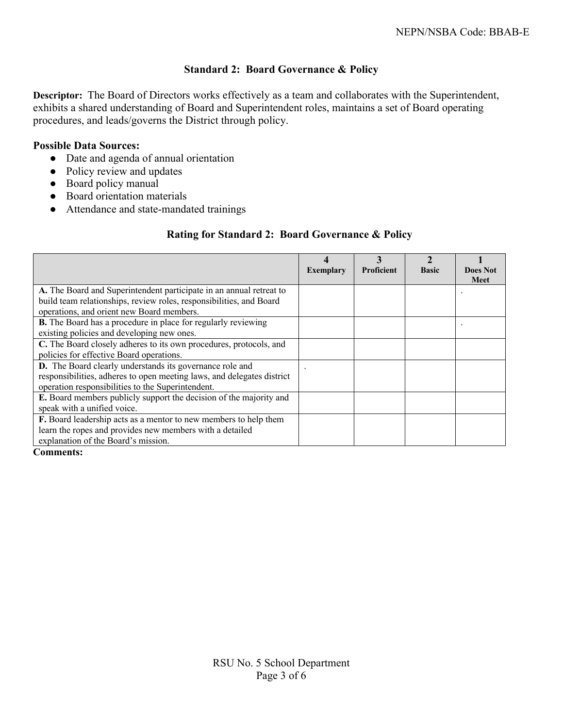## Standard 2: Board Governance & Policy

**Descriptor:** The Board of Directors works effectively as a team and collaborates with the Superintendent, exhibits a shared understanding of Board and Superintendent roles, maintains a set of Board operating procedures, and leads/governs the District through policy.

**Possible Data Sources:**

- Date and agenda of annual orientation
- Policy review and updates
- Board policy manual
- Board orientation materials
- Attendance and state-mandated trainings

### Rating for Standard 2: Board Governance & Policy

| | 4 Exemplary | 3 Proficient | 2 Basic | 1 Does Not Meet |
|---|---|---|---|---|
| **A.** The Board and Superintendent participate in an annual retreat to build team relationships, review roles, responsibilities, and Board operations, and orient new Board members. | | | | . |
| **B.** The Board has a procedure in place for regularly reviewing existing policies and developing new ones. | | | | . |
| **C.** The Board closely adheres to its own procedures, protocols, and policies for effective Board operations. | | | | |
| **D.** The Board clearly understands its governance role and responsibilities, adheres to open meeting laws, and delegates district operation responsibilities to the Superintendent. | . | | | |
| **E.** Board members publicly support the decision of the majority and speak with a unified voice. | | | | |
| **F.** Board leadership acts as a mentor to new members to help them learn the ropes and provides new members with a detailed explanation of the Board's mission. | | | | |

**Comments:**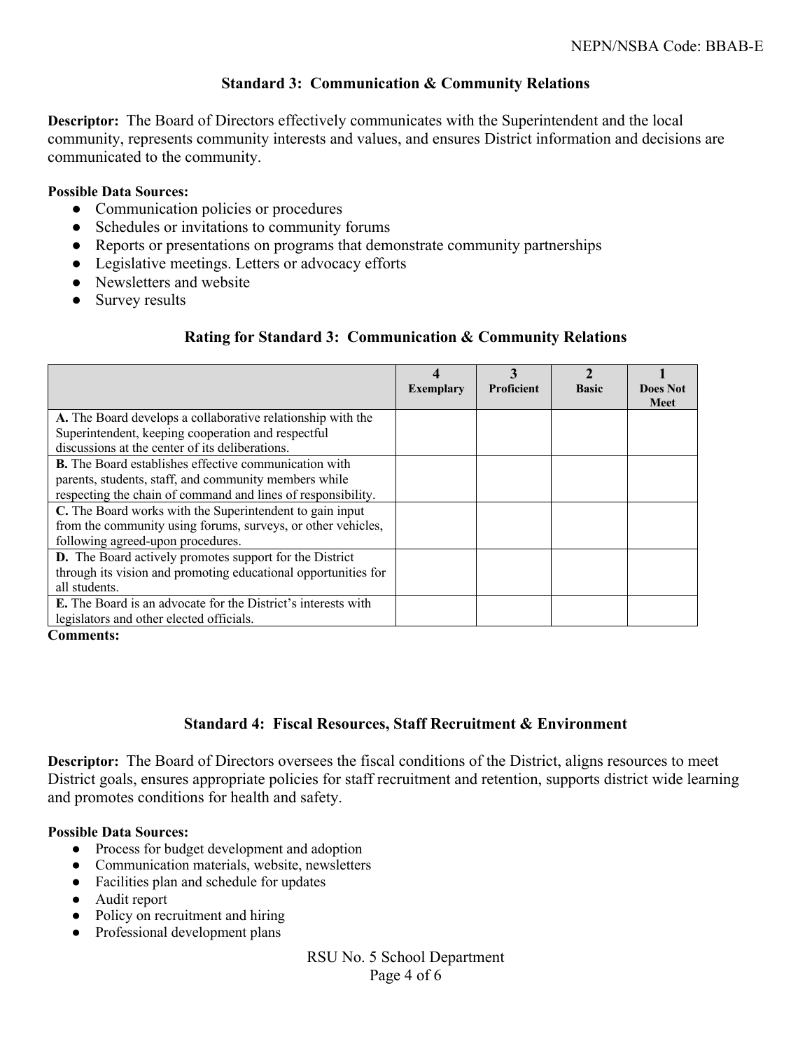### Standard 3: Communication & Community Relations

**Descriptor:** The Board of Directors effectively communicates with the Superintendent and the local community, represents community interests and values, and ensures District information and decisions are communicated to the community.

**Possible Data Sources:**

- Communication policies or procedures
- Schedules or invitations to community forums
- Reports or presentations on programs that demonstrate community partnerships
- Legislative meetings. Letters or advocacy efforts
- Newsletters and website
- Survey results

#### Rating for Standard 3: Communication & Community Relations

| | 4 Exemplary | 3 Proficient | 2 Basic | 1 Does Not Meet |
|---|---|---|---|---|
| **A.** The Board develops a collaborative relationship with the Superintendent, keeping cooperation and respectful discussions at the center of its deliberations. | | | | |
| **B.** The Board establishes effective communication with parents, students, staff, and community members while respecting the chain of command and lines of responsibility. | | | | |
| **C.** The Board works with the Superintendent to gain input from the community using forums, surveys, or other vehicles, following agreed-upon procedures. | | | | |
| **D.** The Board actively promotes support for the District through its vision and promoting educational opportunities for all students. | | | | |
| **E.** The Board is an advocate for the District's interests with legislators and other elected officials. | | | | |

**Comments:**

### Standard 4: Fiscal Resources, Staff Recruitment & Environment

**Descriptor:** The Board of Directors oversees the fiscal conditions of the District, aligns resources to meet District goals, ensures appropriate policies for staff recruitment and retention, supports district wide learning and promotes conditions for health and safety.

**Possible Data Sources:**

- Process for budget development and adoption
- Communication materials, website, newsletters
- Facilities plan and schedule for updates
- Audit report
- Policy on recruitment and hiring
- Professional development plans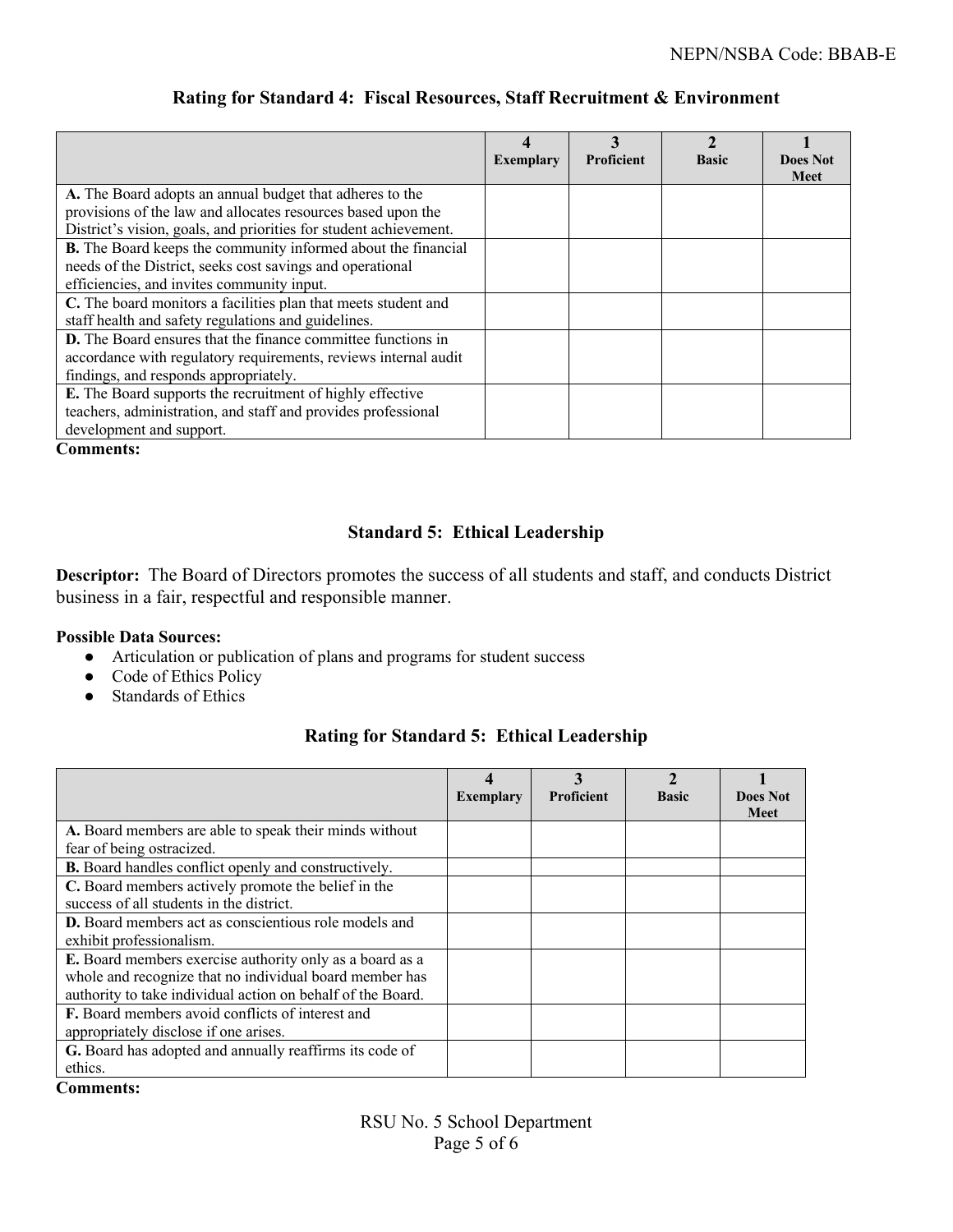### Rating for Standard 4: Fiscal Resources, Staff Recruitment & Environment

| | 4 Exemplary | 3 Proficient | 2 Basic | 1 Does Not Meet |
|---|---|---|---|---|
| **A.** The Board adopts an annual budget that adheres to the provisions of the law and allocates resources based upon the District's vision, goals, and priorities for student achievement. | | | | |
| **B.** The Board keeps the community informed about the financial needs of the District, seeks cost savings and operational efficiencies, and invites community input. | | | | |
| **C.** The board monitors a facilities plan that meets student and staff health and safety regulations and guidelines. | | | | |
| **D.** The Board ensures that the finance committee functions in accordance with regulatory requirements, reviews internal audit findings, and responds appropriately. | | | | |
| **E.** The Board supports the recruitment of highly effective teachers, administration, and staff and provides professional development and support. | | | | |

**Comments:**

### Standard 5: Ethical Leadership

**Descriptor:** The Board of Directors promotes the success of all students and staff, and conducts District business in a fair, respectful and responsible manner.

**Possible Data Sources:**

- Articulation or publication of plans and programs for student success
- Code of Ethics Policy
- Standards of Ethics

### Rating for Standard 5: Ethical Leadership

| | 4 Exemplary | 3 Proficient | 2 Basic | 1 Does Not Meet |
|---|---|---|---|---|
| **A.** Board members are able to speak their minds without fear of being ostracized. | | | | |
| **B.** Board handles conflict openly and constructively. | | | | |
| **C.** Board members actively promote the belief in the success of all students in the district. | | | | |
| **D.** Board members act as conscientious role models and exhibit professionalism. | | | | |
| **E.** Board members exercise authority only as a board as a whole and recognize that no individual board member has authority to take individual action on behalf of the Board. | | | | |
| **F.** Board members avoid conflicts of interest and appropriately disclose if one arises. | | | | |
| **G.** Board has adopted and annually reaffirms its code of ethics. | | | | |

**Comments:**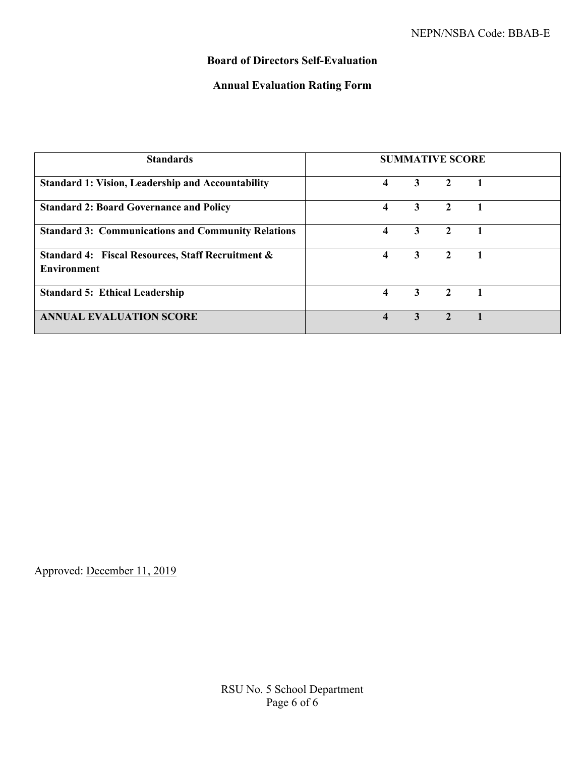NEPN/NSBA Code: BBAB-E

**Board of Directors Self-Evaluation**

**Annual Evaluation Rating Form**

| Standards | SUMMATIVE SCORE |
|---|---|
| **Standard 1: Vision, Leadership and Accountability** | **4 3 2 1** |
| **Standard 2: Board Governance and Policy** | **4 3 2 1** |
| **Standard 3: Communications and Community Relations** | **4 3 2 1** |
| **Standard 4: Fiscal Resources, Staff Recruitment & Environment** | **4 3 2 1** |
| **Standard 5: Ethical Leadership** | **4 3 2 1** |
| **ANNUAL EVALUATION SCORE** | **4 3 2 1** |

Approved: December 11, 2019

RSU No. 5 School Department